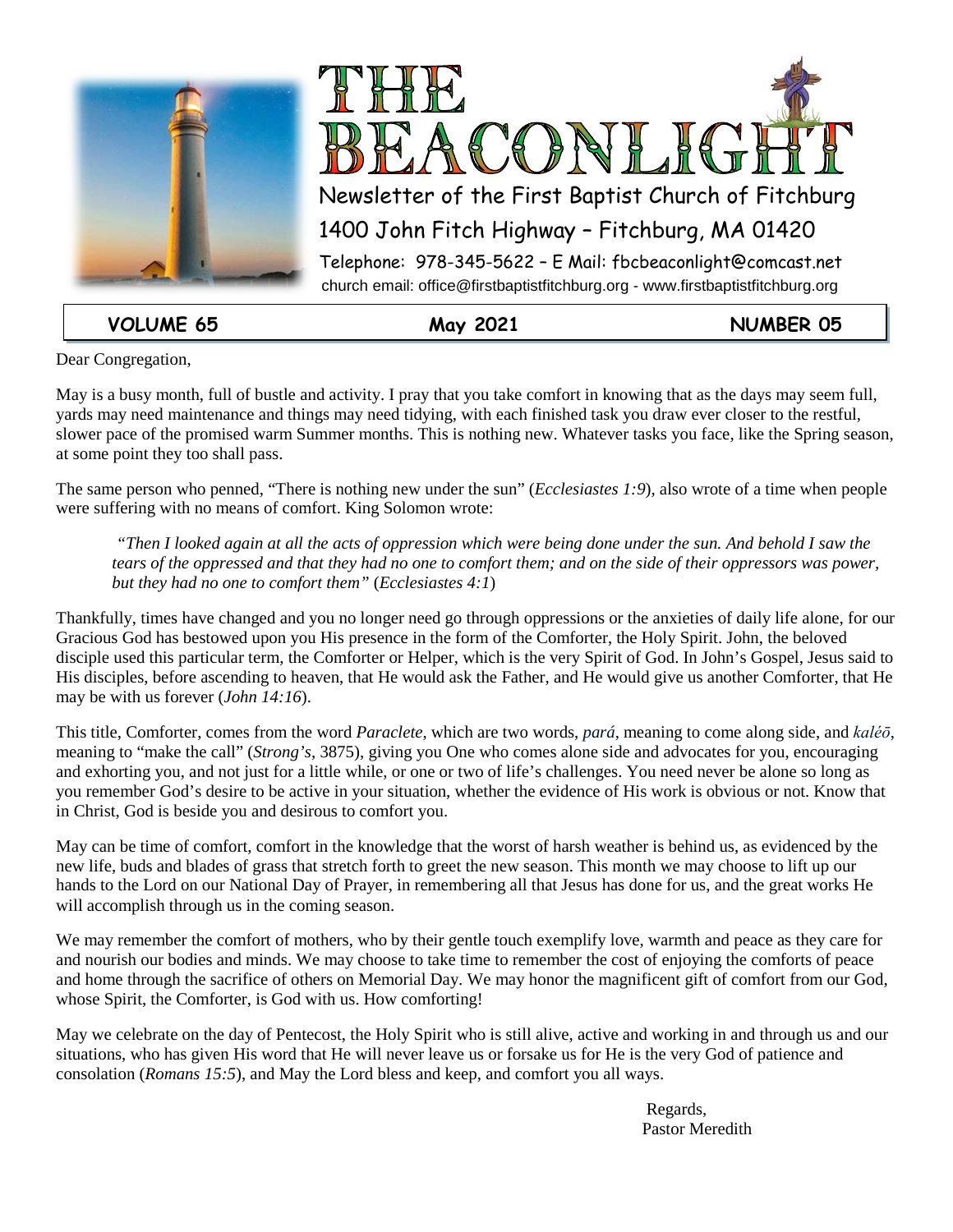# THE BEACONLIGHT

Newsletter of the First Baptist Church of Fitchburg

1400 John Fitch Highway – Fitchburg, MA 01420

Telephone: 978-345-5622 – E Mail: fbcbeaconlight@comcast.net

church email: office@firstbaptistfitchburg.org - www.firstbaptistfitchburg.org

**VOLUME 65** | **May 2021** | **NUMBER 05**

Dear Congregation,

May is a busy month, full of bustle and activity. I pray that you take comfort in knowing that as the days may seem full, yards may need maintenance and things may need tidying, with each finished task you draw ever closer to the restful, slower pace of the promised warm Summer months. This is nothing new. Whatever tasks you face, like the Spring season, at some point they too shall pass.

The same person who penned, "There is nothing new under the sun" (*Ecclesiastes 1:9*), also wrote of a time when people were suffering with no means of comfort. King Solomon wrote:

> *"Then I looked again at all the acts of oppression which were being done under the sun. And behold I saw the tears of the oppressed and that they had no one to comfort them; and on the side of their oppressors was power, but they had no one to comfort them"* (*Ecclesiastes 4:1*)

Thankfully, times have changed and you no longer need go through oppressions or the anxieties of daily life alone, for our Gracious God has bestowed upon you His presence in the form of the Comforter, the Holy Spirit. John, the beloved disciple used this particular term, the Comforter or Helper, which is the very Spirit of God. In John's Gospel, Jesus said to His disciples, before ascending to heaven, that He would ask the Father, and He would give us another Comforter, that He may be with us forever (*John 14:16*).

This title, Comforter, comes from the word *Paraclete*, which are two words, *pará*, meaning to come along side, and *kaléō*, meaning to "make the call" (*Strong's*, 3875), giving you One who comes alone side and advocates for you, encouraging and exhorting you, and not just for a little while, or one or two of life's challenges. You need never be alone so long as you remember God's desire to be active in your situation, whether the evidence of His work is obvious or not. Know that in Christ, God is beside you and desirous to comfort you.

May can be time of comfort, comfort in the knowledge that the worst of harsh weather is behind us, as evidenced by the new life, buds and blades of grass that stretch forth to greet the new season. This month we may choose to lift up our hands to the Lord on our National Day of Prayer, in remembering all that Jesus has done for us, and the great works He will accomplish through us in the coming season.

We may remember the comfort of mothers, who by their gentle touch exemplify love, warmth and peace as they care for and nourish our bodies and minds. We may choose to take time to remember the cost of enjoying the comforts of peace and home through the sacrifice of others on Memorial Day. We may honor the magnificent gift of comfort from our God, whose Spirit, the Comforter, is God with us. How comforting!

May we celebrate on the day of Pentecost, the Holy Spirit who is still alive, active and working in and through us and our situations, who has given His word that He will never leave us or forsake us for He is the very God of patience and consolation (*Romans 15:5*), and May the Lord bless and keep, and comfort you all ways.

Regards,
Pastor Meredith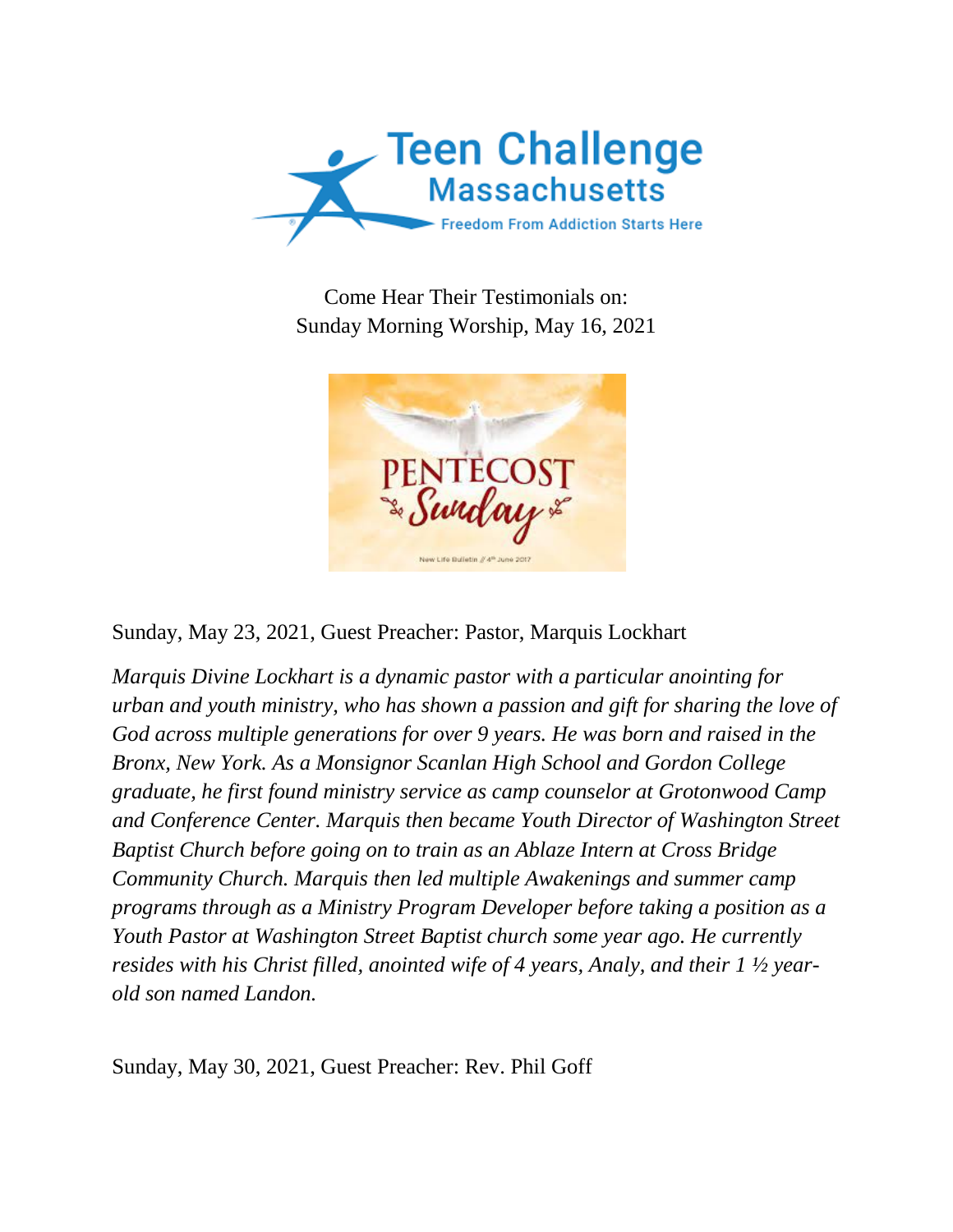Come Hear Their Testimonials on:
Sunday Morning Worship, May 16, 2021

Sunday, May 23, 2021, Guest Preacher: Pastor, Marquis Lockhart

*Marquis Divine Lockhart is a dynamic pastor with a particular anointing for urban and youth ministry, who has shown a passion and gift for sharing the love of God across multiple generations for over 9 years. He was born and raised in the Bronx, New York. As a Monsignor Scanlan High School and Gordon College graduate, he first found ministry service as camp counselor at Grotonwood Camp and Conference Center. Marquis then became Youth Director of Washington Street Baptist Church before going on to train as an Ablaze Intern at Cross Bridge Community Church. Marquis then led multiple Awakenings and summer camp programs through as a Ministry Program Developer before taking a position as a Youth Pastor at Washington Street Baptist church some year ago. He currently resides with his Christ filled, anointed wife of 4 years, Analy, and their 1 ½ year-old son named Landon.*

Sunday, May 30, 2021, Guest Preacher: Rev. Phil Goff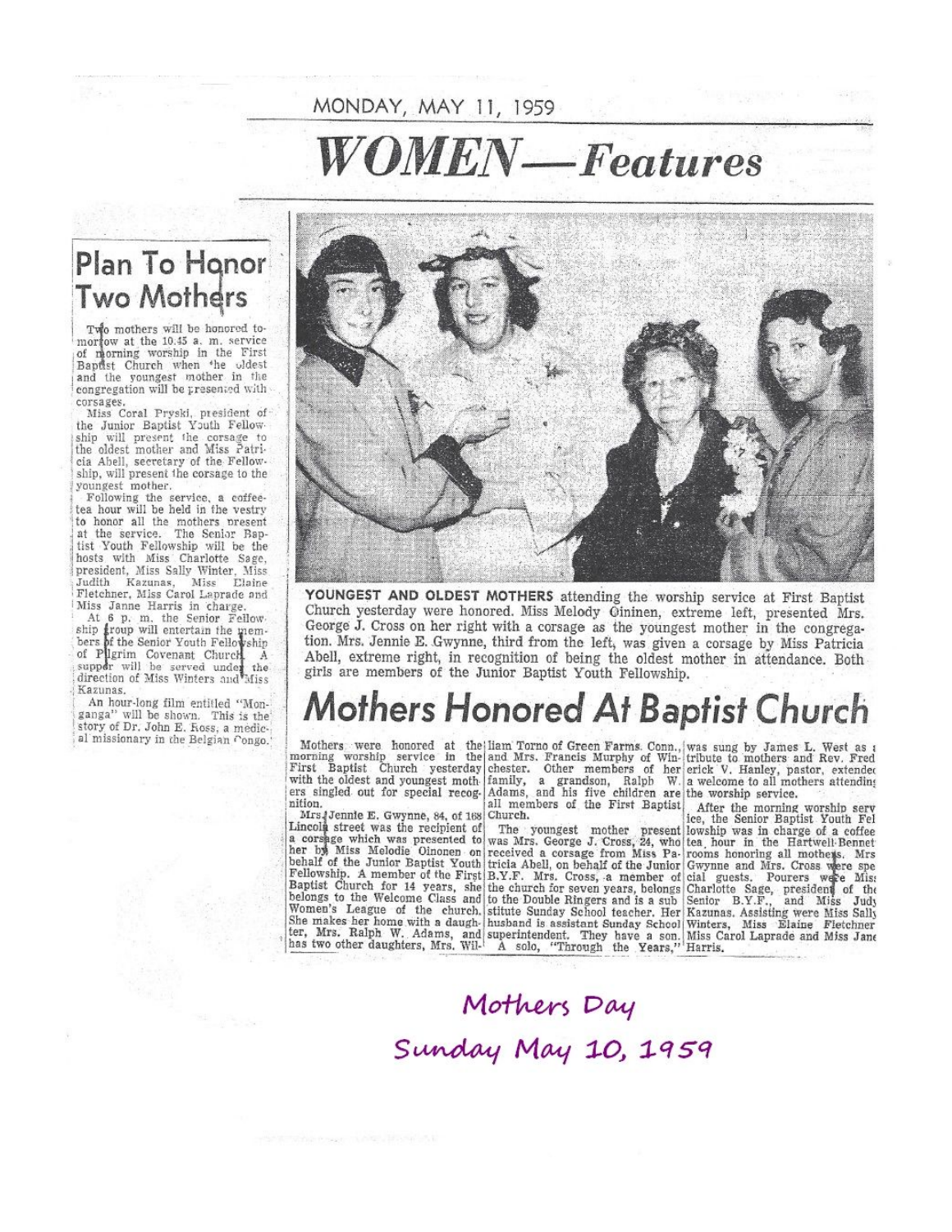MONDAY, MAY 11, 1959

# *WOMEN—Features*

## Plan To Honor Two Mothers

Two mothers will be honored tomorrow at the 10.45 a. m. service of morning worship in the First Baptist Church when the oldest and the youngest mother in the congregation will be presented with corsages.

Miss Coral Pryski, president of the Junior Baptist Youth Fellowship will present the corsage to the oldest mother and Miss Patricia Abell, secretary of the Fellowship, will present the corsage to the youngest mother.

Following the service, a coffee-tea hour will be held in the vestry to honor all the mothers present at the service. The Senior Baptist Youth Fellowship will be the hosts with Miss Charlotte Sage, president, Miss Sally Winter, Miss Judith Kazunas, Miss Elaine Fletchner, Miss Carol Laprade and Miss Janne Harris in charge.

At 6 p. m. the Senior Fellowship group will entertain the members of the Senior Youth Fellowship of Pilgrim Covenant Church. A supper will be served under the direction of Miss Winters and Miss Kazunas.

An hour-long film entitled "Monganga" will be shown. This is the story of Dr. John E. Ross, a medical missionary in the Belgian Congo.

**YOUNGEST AND OLDEST MOTHERS** attending the worship service at First Baptist Church yesterday were honored. Miss Melody Oininen, extreme left, presented Mrs. George J. Cross on her right with a corsage as the youngest mother in the congregation. Mrs. Jennie E. Gwynne, third from the left, was given a corsage by Miss Patricia Abell, extreme right, in recognition of being the oldest mother in attendance. Both girls are members of the Junior Baptist Youth Fellowship.

## Mothers Honored At Baptist Church

Mothers were honored at the morning worship service in the First Baptist Church yesterday with the oldest and youngest mothers singled out for special recognition.

Mrs. Jennie E. Gwynne, 84, of 168 Lincoln street was the recipient of a corsage which was presented to her by Miss Melodie Oinonen on behalf of the Junior Baptist Youth Fellowship. A member of the First Baptist Church for 14 years, she belongs to the Welcome Class and Women's League of the church. She makes her home with a daughter, Mrs. Ralph W. Adams, and has two other daughters, Mrs. William Torno of Green Farms, Conn., and Mrs. Francis Murphy of Winchester. Other members of her family, a grandson, Ralph W. Adams, and his five children are all members of the First Baptist Church.

The youngest mother present was Mrs. George J. Cross, 24, who received a corsage from Miss Patricia Abell, on behalf of the Junior B.Y.F. Mrs. Cross, a member of the church for seven years, belongs to the Double Ringers and is a substitute Sunday School teacher. Her husband is assistant Sunday School superintendent. They have a son.

A solo, "Through the Years," was sung by James L. West as a tribute to mothers and Rev. Frederick V. Hanley, pastor, extended a welcome to all mothers attending the worship service.

After the morning worship service, the Senior Baptist Youth Fellowship was in charge of a coffee tea hour in the Hartwell-Bennet rooms honoring all mothers. Mrs Gwynne and Mrs. Cross were special guests. Pourers were Miss Charlotte Sage, president of the Senior B.Y.F., and Miss Judy Kazunas. Assisting were Miss Sally Winters, Miss Elaine Fletchner Miss Carol Laprade and Miss Jane Harris.

Mothers Day
Sunday May 10, 1959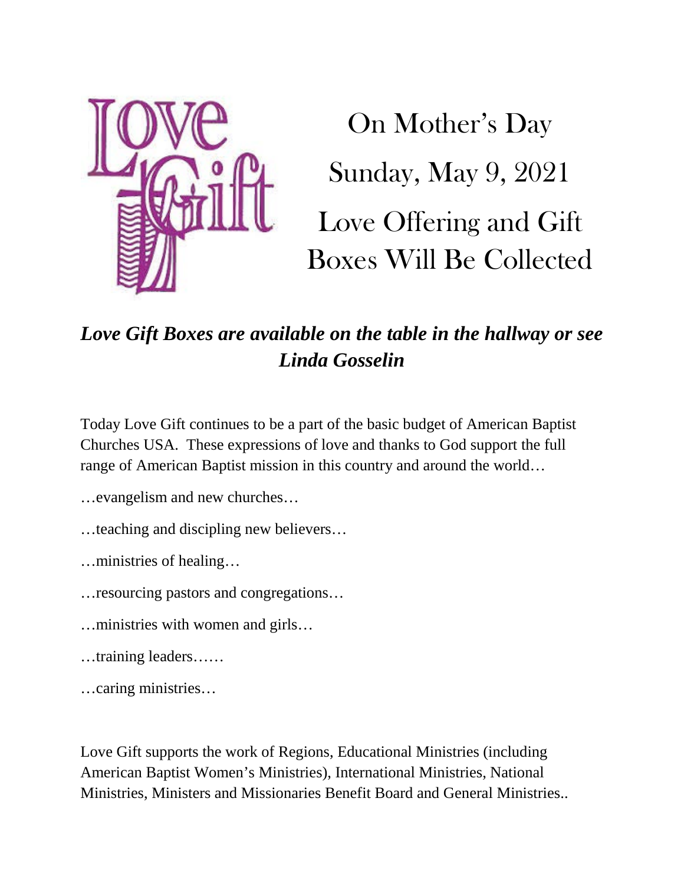# On Mother's Day Sunday, May 9, 2021 Love Offering and Gift Boxes Will Be Collected

***Love Gift Boxes are available on the table in the hallway or see Linda Gosselin***

Today Love Gift continues to be a part of the basic budget of American Baptist Churches USA. These expressions of love and thanks to God support the full range of American Baptist mission in this country and around the world…

…evangelism and new churches…

…teaching and discipling new believers…

…ministries of healing…

…resourcing pastors and congregations…

…ministries with women and girls…

…training leaders……

…caring ministries…

Love Gift supports the work of Regions, Educational Ministries (including American Baptist Women's Ministries), International Ministries, National Ministries, Ministers and Missionaries Benefit Board and General Ministries..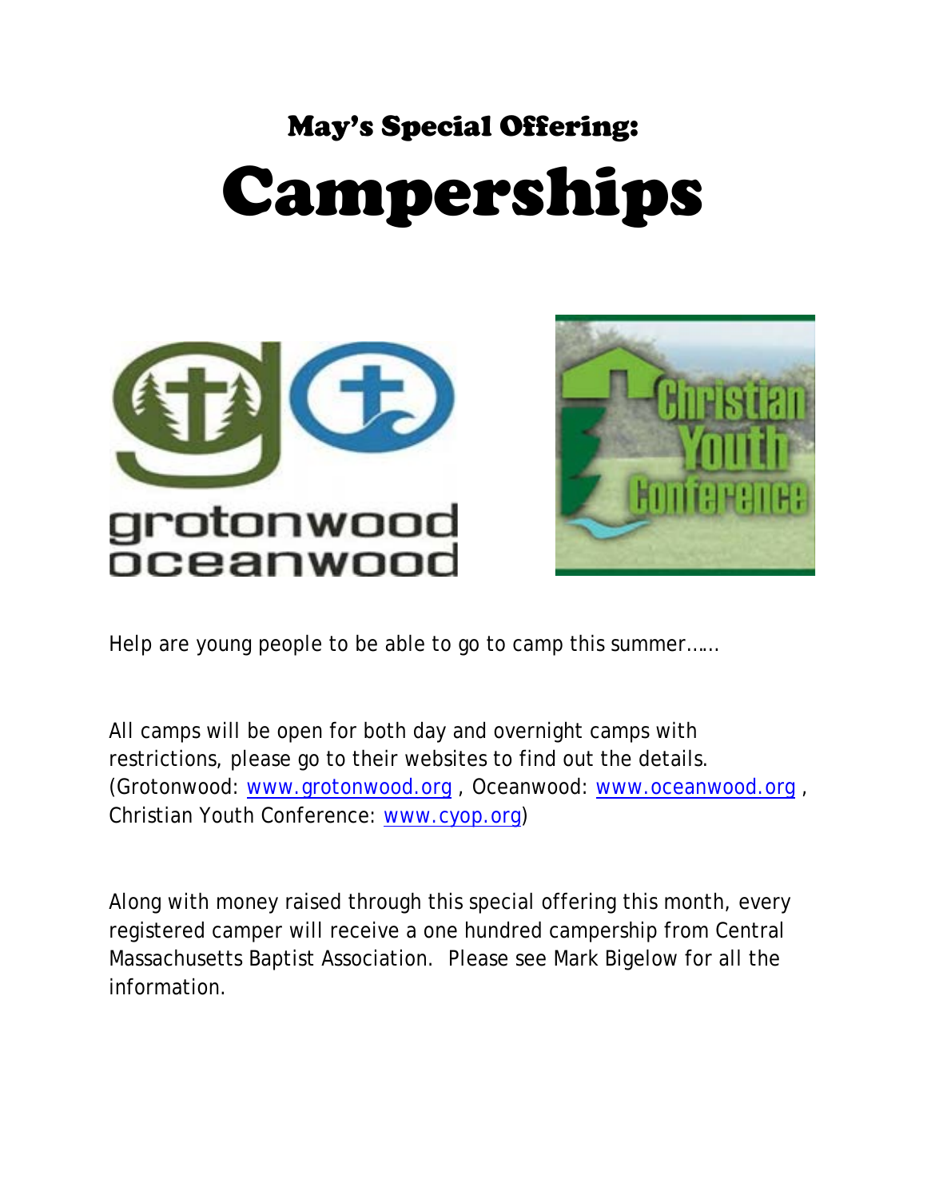# May's Special Offering:

# Camperships

Help are young people to be able to go to camp this summer……

All camps will be open for both day and overnight camps with restrictions, please go to their websites to find out the details. (Grotonwood: www.grotonwood.org , Oceanwood: www.oceanwood.org , Christian Youth Conference: www.cyop.org)

Along with money raised through this special offering this month, every registered camper will receive a one hundred campership from Central Massachusetts Baptist Association. Please see Mark Bigelow for all the information.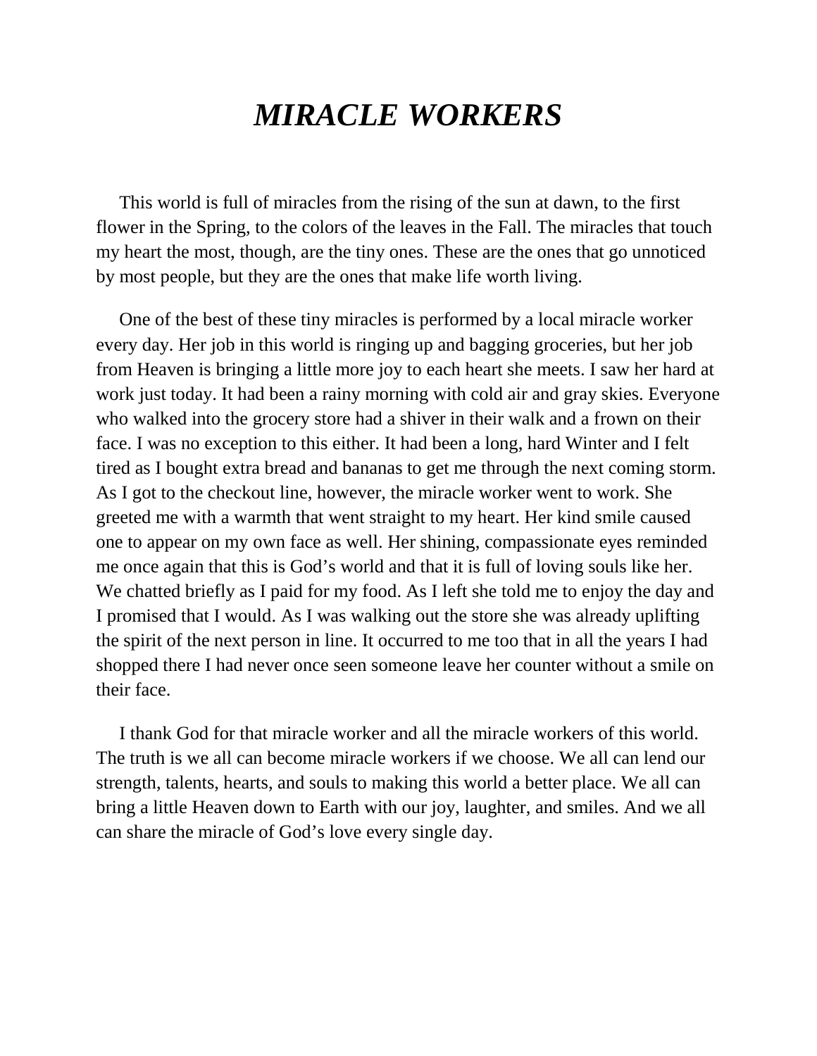# *MIRACLE WORKERS*

This world is full of miracles from the rising of the sun at dawn, to the first flower in the Spring, to the colors of the leaves in the Fall. The miracles that touch my heart the most, though, are the tiny ones. These are the ones that go unnoticed by most people, but they are the ones that make life worth living.

One of the best of these tiny miracles is performed by a local miracle worker every day. Her job in this world is ringing up and bagging groceries, but her job from Heaven is bringing a little more joy to each heart she meets. I saw her hard at work just today. It had been a rainy morning with cold air and gray skies. Everyone who walked into the grocery store had a shiver in their walk and a frown on their face. I was no exception to this either. It had been a long, hard Winter and I felt tired as I bought extra bread and bananas to get me through the next coming storm. As I got to the checkout line, however, the miracle worker went to work. She greeted me with a warmth that went straight to my heart. Her kind smile caused one to appear on my own face as well. Her shining, compassionate eyes reminded me once again that this is God's world and that it is full of loving souls like her. We chatted briefly as I paid for my food. As I left she told me to enjoy the day and I promised that I would. As I was walking out the store she was already uplifting the spirit of the next person in line. It occurred to me too that in all the years I had shopped there I had never once seen someone leave her counter without a smile on their face.

I thank God for that miracle worker and all the miracle workers of this world. The truth is we all can become miracle workers if we choose. We all can lend our strength, talents, hearts, and souls to making this world a better place. We all can bring a little Heaven down to Earth with our joy, laughter, and smiles. And we all can share the miracle of God's love every single day.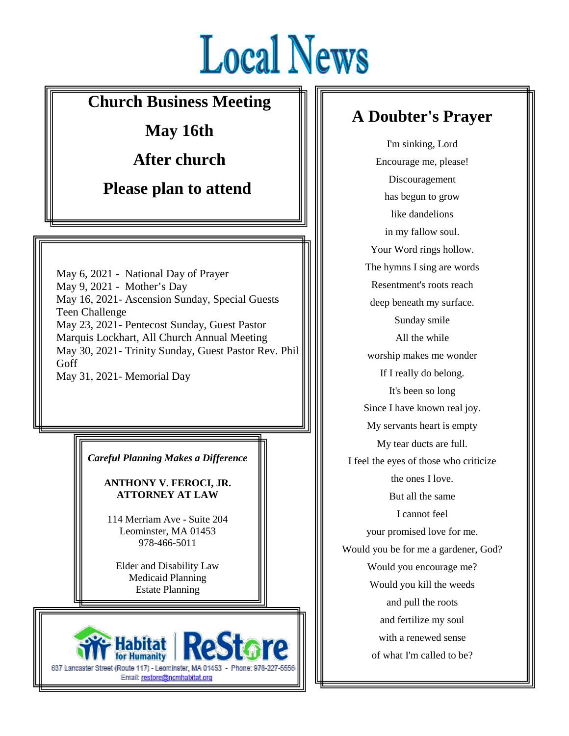# Local News

## Church Business Meeting

## May 16th

## After church

## Please plan to attend

May 6, 2021 - National Day of Prayer
May 9, 2021 - Mother's Day
May 16, 2021- Ascension Sunday, Special Guests Teen Challenge
May 23, 2021- Pentecost Sunday, Guest Pastor Marquis Lockhart, All Church Annual Meeting
May 30, 2021- Trinity Sunday, Guest Pastor Rev. Phil Goff
May 31, 2021- Memorial Day

*Careful Planning Makes a Difference*

**ANTHONY V. FEROCI, JR.**
**ATTORNEY AT LAW**

114 Merriam Ave - Suite 204
Leominster, MA 01453
978-466-5011

Elder and Disability Law
Medicaid Planning
Estate Planning

Habitat for Humanity | ReStore

637 Lancaster Street (Route 117) - Leominster, MA 01453 - Phone: 978-227-5556
Email: restore@ncmhabitat.org

## A Doubter's Prayer

I'm sinking, Lord
Encourage me, please!
Discouragement
has begun to grow
like dandelions
in my fallow soul.
Your Word rings hollow.
The hymns I sing are words
Resentment's roots reach
deep beneath my surface.
Sunday smile
All the while
worship makes me wonder
If I really do belong.
It's been so long
Since I have known real joy.
My servants heart is empty
My tear ducts are full.
I feel the eyes of those who criticize
the ones I love.
But all the same
I cannot feel
your promised love for me.
Would you be for me a gardener, God?
Would you encourage me?
Would you kill the weeds
and pull the roots
and fertilize my soul
with a renewed sense
of what I'm called to be?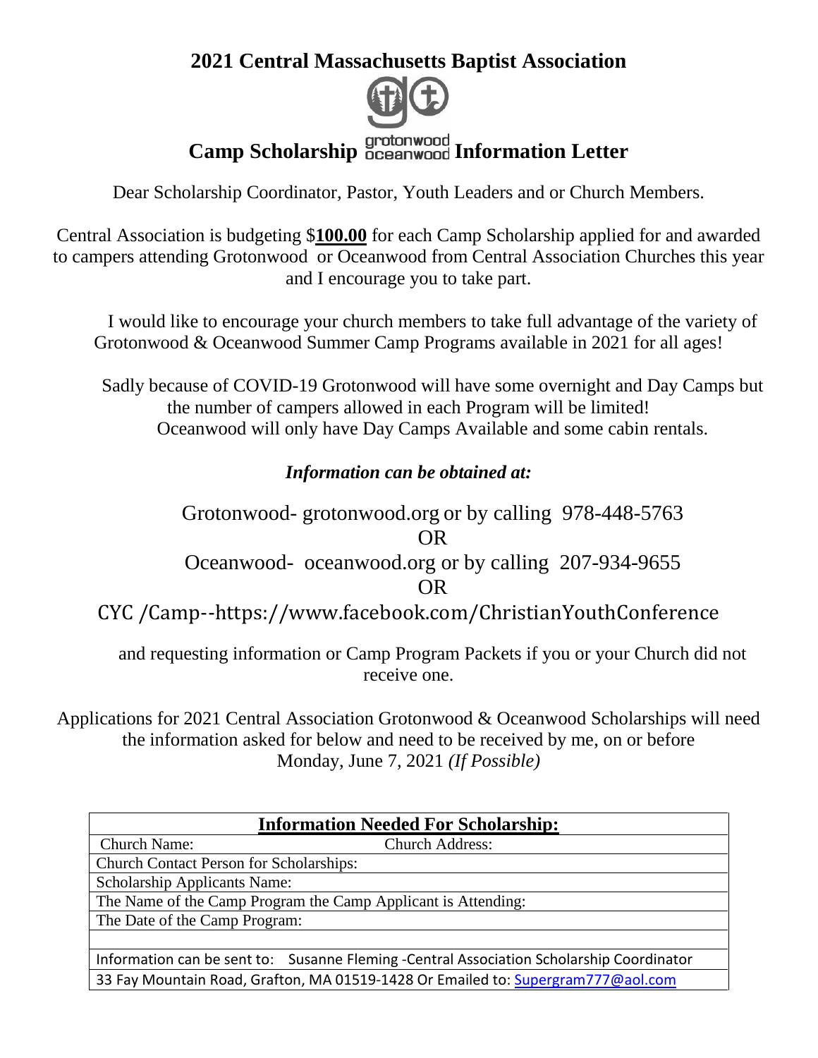# 2021 Central Massachusetts Baptist Association

# Camp Scholarship grotonwood oceanwood Information Letter

Dear Scholarship Coordinator, Pastor, Youth Leaders and or Church Members.

Central Association is budgeting $**100.00** for each Camp Scholarship applied for and awarded to campers attending Grotonwood or Oceanwood from Central Association Churches this year and I encourage you to take part.

I would like to encourage your church members to take full advantage of the variety of Grotonwood & Oceanwood Summer Camp Programs available in 2021 for all ages!

Sadly because of COVID-19 Grotonwood will have some overnight and Day Camps but the number of campers allowed in each Program will be limited! Oceanwood will only have Day Camps Available and some cabin rentals.

***Information can be obtained at:***

Grotonwood- grotonwood.org or by calling 978-448-5763

OR

Oceanwood- oceanwood.org or by calling 207-934-9655

OR

CYC /Camp--https://www.facebook.com/ChristianYouthConference

and requesting information or Camp Program Packets if you or your Church did not receive one.

Applications for 2021 Central Association Grotonwood & Oceanwood Scholarships will need the information asked for below and need to be received by me, on or before Monday, June 7, 2021 *(If Possible)*

| **Information Needed For Scholarship:** | |
|---|---|
| Church Name: | Church Address: |
| Church Contact Person for Scholarships: | |
| Scholarship Applicants Name: | |
| The Name of the Camp Program the Camp Applicant is Attending: | |
| The Date of the Camp Program: | |
| | |
| Information can be sent to: Susanne Fleming -Central Association Scholarship Coordinator | |
| 33 Fay Mountain Road, Grafton, MA 01519-1428 Or Emailed to: Supergram777@aol.com | |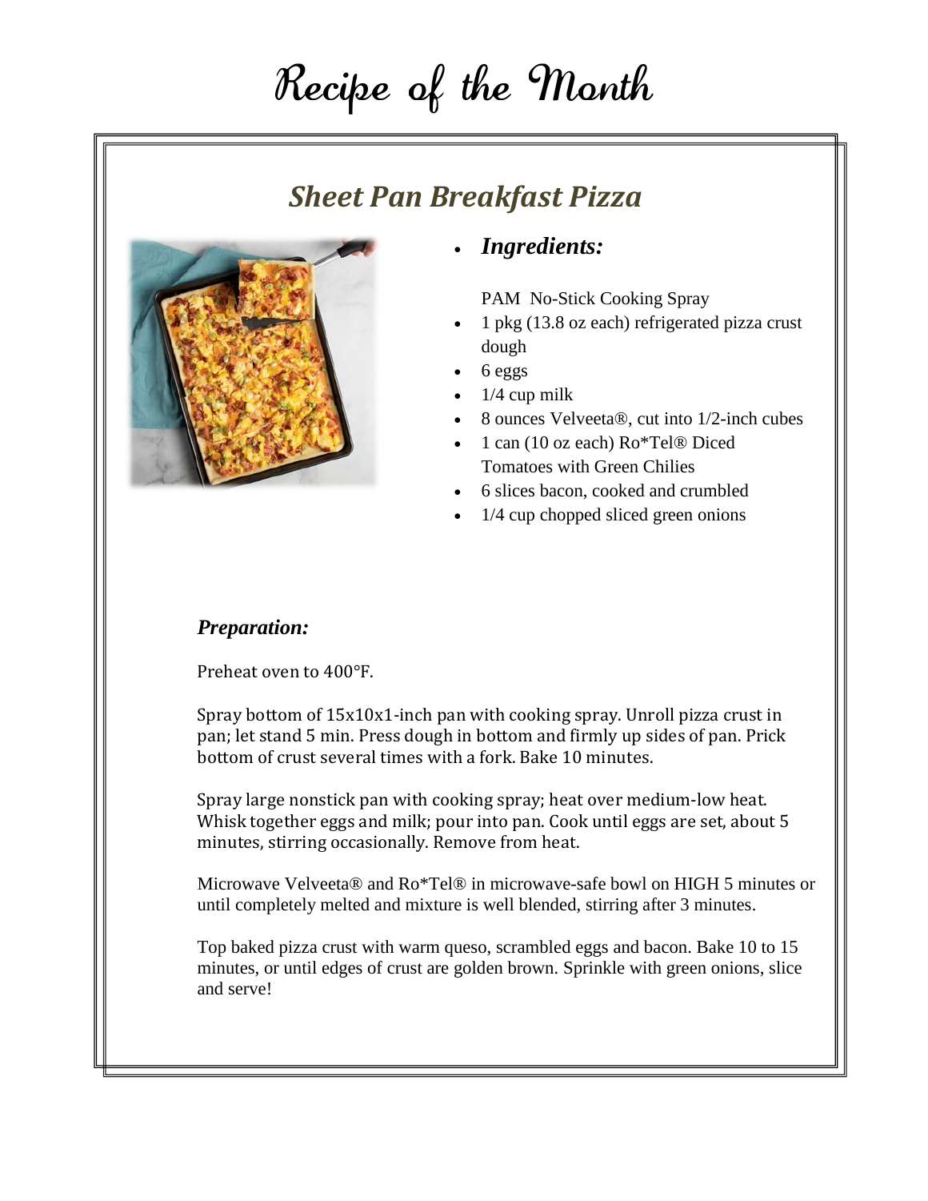# Recipe of the Month

## *Sheet Pan Breakfast Pizza*

- ***Ingredients:***

  PAM No-Stick Cooking Spray
- 1 pkg (13.8 oz each) refrigerated pizza crust dough
- 6 eggs
- 1/4 cup milk
- 8 ounces Velveeta®, cut into 1/2-inch cubes
- 1 can (10 oz each) Ro*Tel® Diced Tomatoes with Green Chilies
- 6 slices bacon, cooked and crumbled
- 1/4 cup chopped sliced green onions

***Preparation:***

Preheat oven to 400°F.

Spray bottom of 15x10x1-inch pan with cooking spray. Unroll pizza crust in pan; let stand 5 min. Press dough in bottom and firmly up sides of pan. Prick bottom of crust several times with a fork. Bake 10 minutes.

Spray large nonstick pan with cooking spray; heat over medium-low heat. Whisk together eggs and milk; pour into pan. Cook until eggs are set, about 5 minutes, stirring occasionally. Remove from heat.

Microwave Velveeta® and Ro*Tel® in microwave-safe bowl on HIGH 5 minutes or until completely melted and mixture is well blended, stirring after 3 minutes.

Top baked pizza crust with warm queso, scrambled eggs and bacon. Bake 10 to 15 minutes, or until edges of crust are golden brown. Sprinkle with green onions, slice and serve!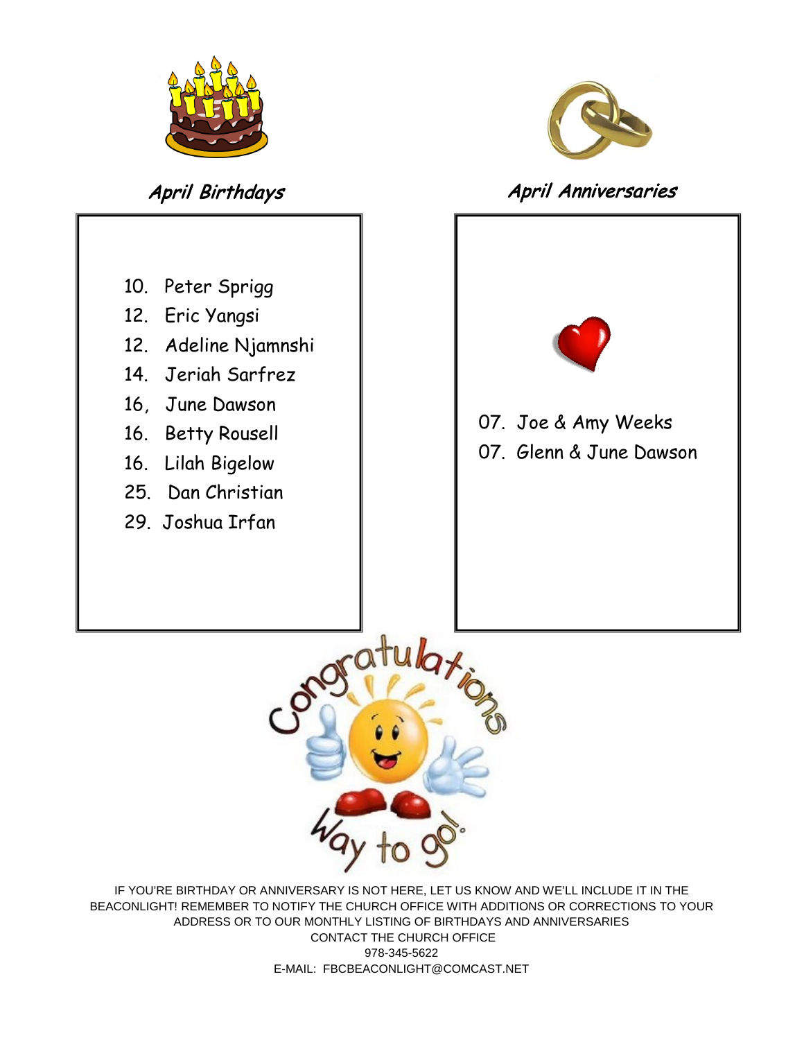## April Birthdays

10. Peter Sprigg
12. Eric Yangsi
12. Adeline Njamnshi
14. Jeriah Sarfrez
16, June Dawson
16. Betty Rousell
16. Lilah Bigelow
25. Dan Christian
29. Joshua Irfan

## April Anniversaries

07. Joe & Amy Weeks
07. Glenn & June Dawson

IF YOU'RE BIRTHDAY OR ANNIVERSARY IS NOT HERE, LET US KNOW AND WE'LL INCLUDE IT IN THE BEACONLIGHT! REMEMBER TO NOTIFY THE CHURCH OFFICE WITH ADDITIONS OR CORRECTIONS TO YOUR ADDRESS OR TO OUR MONTHLY LISTING OF BIRTHDAYS AND ANNIVERSARIES

CONTACT THE CHURCH OFFICE

978-345-5622

E-MAIL: FBCBEACONLIGHT@COMCAST.NET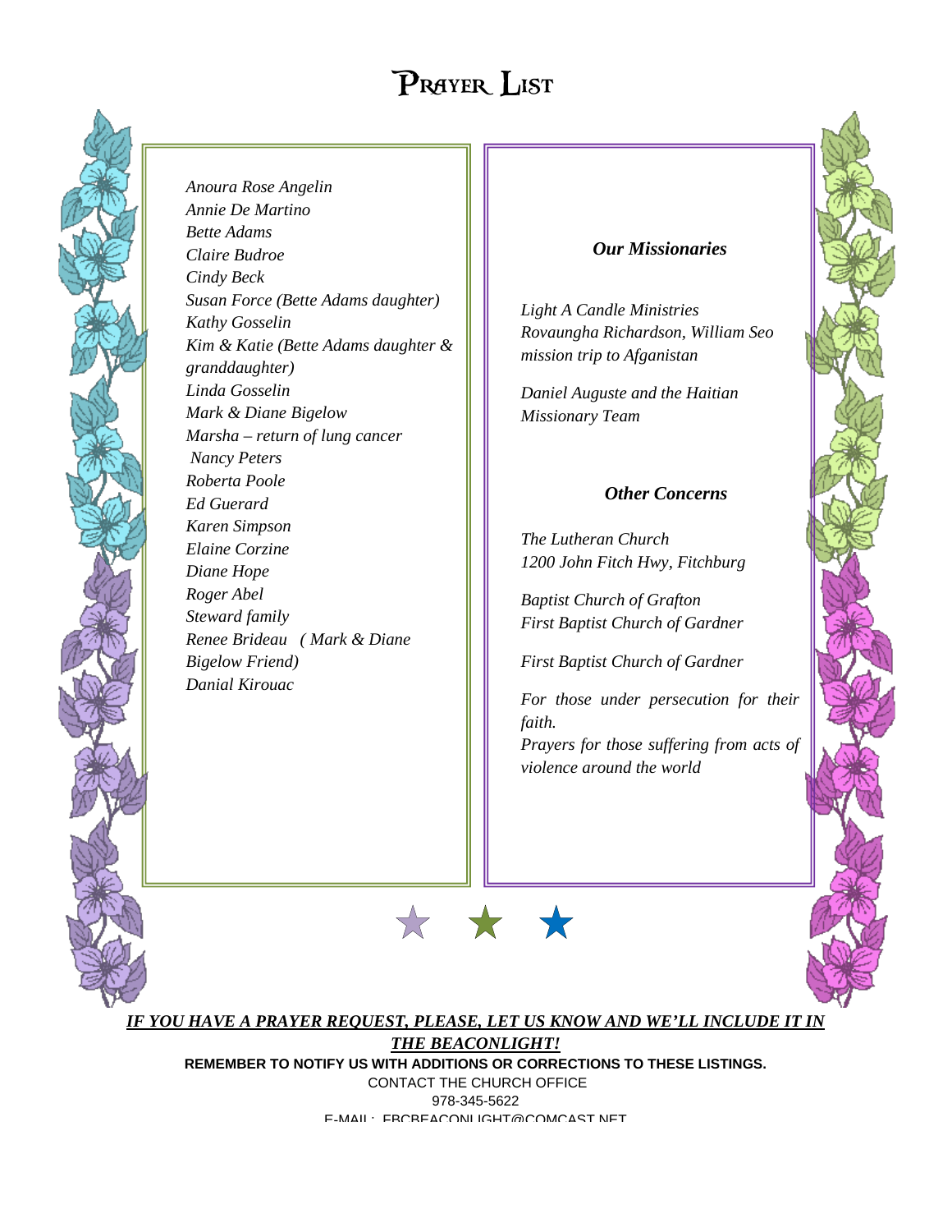# Prayer List

*Anoura Rose Angelin*
*Annie De Martino*
*Bette Adams*
*Claire Budroe*
*Cindy Beck*
*Susan Force (Bette Adams daughter)*
*Kathy Gosselin*
*Kim & Katie (Bette Adams daughter & granddaughter)*
*Linda Gosselin*
*Mark & Diane Bigelow*
*Marsha – return of lung cancer*
*Nancy Peters*
*Roberta Poole*
*Ed Guerard*
*Karen Simpson*
*Elaine Corzine*
*Diane Hope*
*Roger Abel*
*Steward family*
*Renee Brideau ( Mark & Diane Bigelow Friend)*
*Danial Kirouac*

***Our Missionaries***

*Light A Candle Ministries*
*Rovaungha Richardson, William Seo mission trip to Afganistan*

*Daniel Auguste and the Haitian Missionary Team*

***Other Concerns***

*The Lutheran Church*
*1200 John Fitch Hwy, Fitchburg*

*Baptist Church of Grafton*
*First Baptist Church of Gardner*

*First Baptist Church of Gardner*

*For those under persecution for their faith.*
*Prayers for those suffering from acts of violence around the world*

***IF YOU HAVE A PRAYER REQUEST, PLEASE, LET US KNOW AND WE'LL INCLUDE IT IN THE BEACONLIGHT!***

**REMEMBER TO NOTIFY US WITH ADDITIONS OR CORRECTIONS TO THESE LISTINGS.**

CONTACT THE CHURCH OFFICE
978-345-5622
E-MAIL: FBCBEACONLIGHT@COMCAST.NET